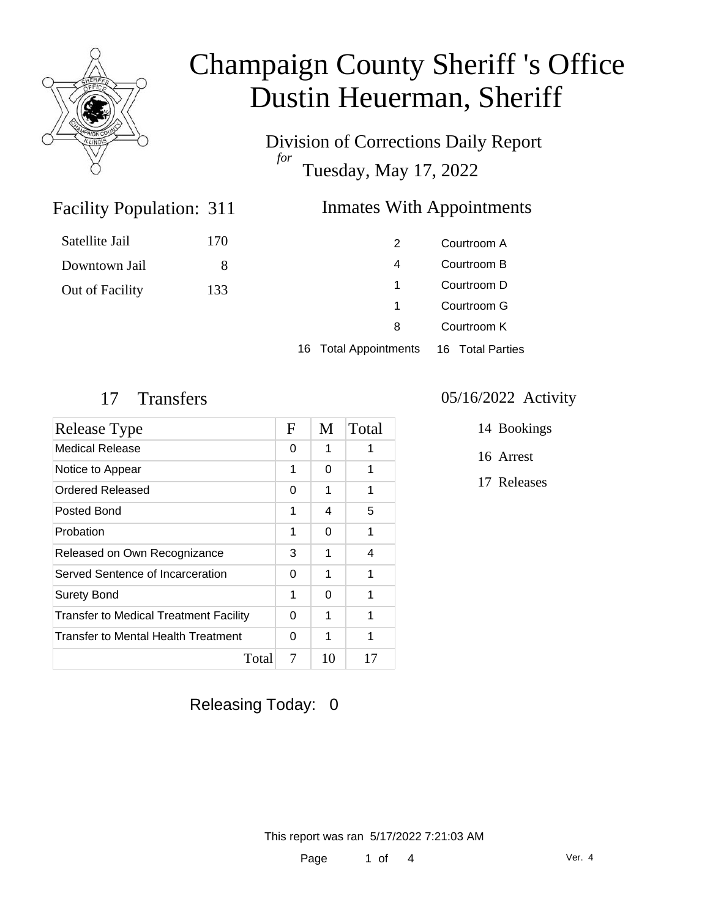# Champaign County Sheriff 's Office
# Dustin Heuerman, Sheriff

Division of Corrections Daily Report

*for*

Tuesday, May 17, 2022

## Facility Population: 311

| | |
|---|---|
| Satellite Jail | 170 |
| Downtown Jail | 8 |
| Out of Facility | 133 |

## Inmates With Appointments

| | |
|---|---|
| 2 | Courtroom A |
| 4 | Courtroom B |
| 1 | Courtroom D |
| 1 | Courtroom G |
| 8 | Courtroom K |
| 16 Total Appointments | 16 Total Parties |

## 17 Transfers

| Release Type | F | M | Total |
|---|---|---|---|
| Medical Release | 0 | 1 | 1 |
| Notice to Appear | 1 | 0 | 1 |
| Ordered Released | 0 | 1 | 1 |
| Posted Bond | 1 | 4 | 5 |
| Probation | 1 | 0 | 1 |
| Released on Own Recognizance | 3 | 1 | 4 |
| Served Sentence of Incarceration | 0 | 1 | 1 |
| Surety Bond | 1 | 0 | 1 |
| Transfer to Medical Treatment Facility | 0 | 1 | 1 |
| Transfer to Mental Health Treatment | 0 | 1 | 1 |
| Total | 7 | 10 | 17 |

## 05/16/2022 Activity

- 14 Bookings
- 16 Arrest
- 17 Releases

Releasing Today: 0

This report was ran 5/17/2022 7:21:03 AM

Ver. 4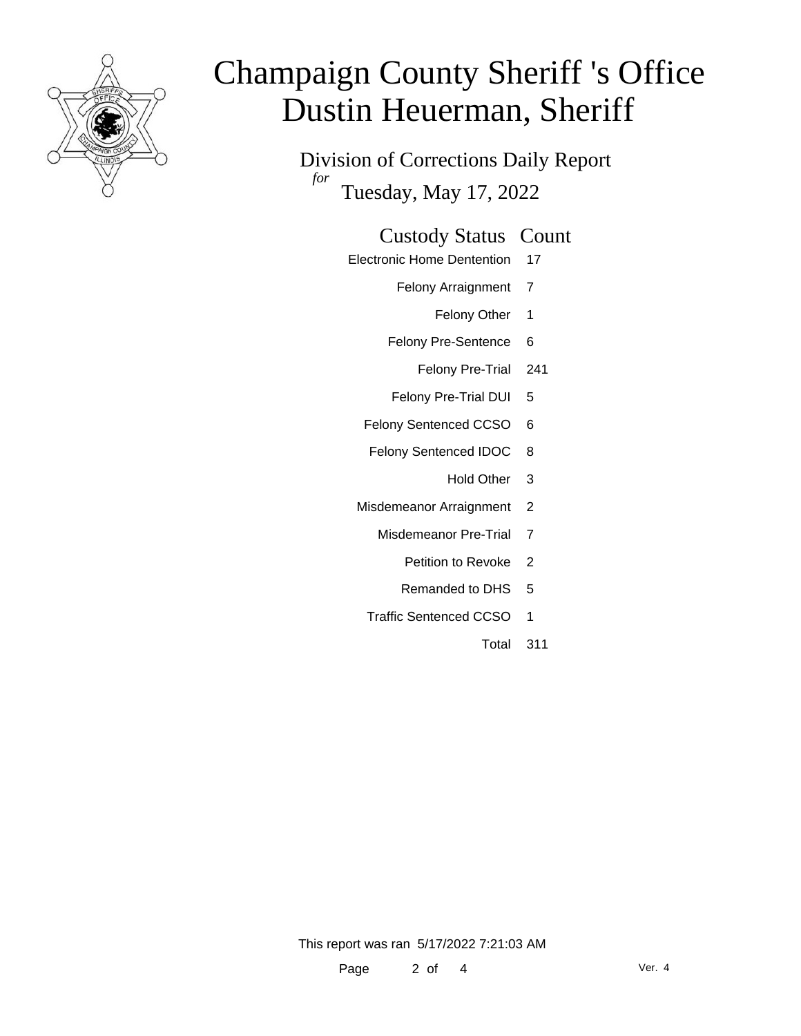# Champaign County Sheriff 's Office
# Dustin Heuerman, Sheriff

Division of Corrections Daily Report

*for*

Tuesday, May 17, 2022

| Custody Status | Count |
|---|---|
| Electronic Home Dentention | 17 |
| Felony Arraignment | 7 |
| Felony Other | 1 |
| Felony Pre-Sentence | 6 |
| Felony Pre-Trial | 241 |
| Felony Pre-Trial DUI | 5 |
| Felony Sentenced CCSO | 6 |
| Felony Sentenced IDOC | 8 |
| Hold Other | 3 |
| Misdemeanor Arraignment | 2 |
| Misdemeanor Pre-Trial | 7 |
| Petition to Revoke | 2 |
| Remanded to DHS | 5 |
| Traffic Sentenced CCSO | 1 |
| Total | 311 |

This report was ran 5/17/2022 7:21:03 AM

Ver. 4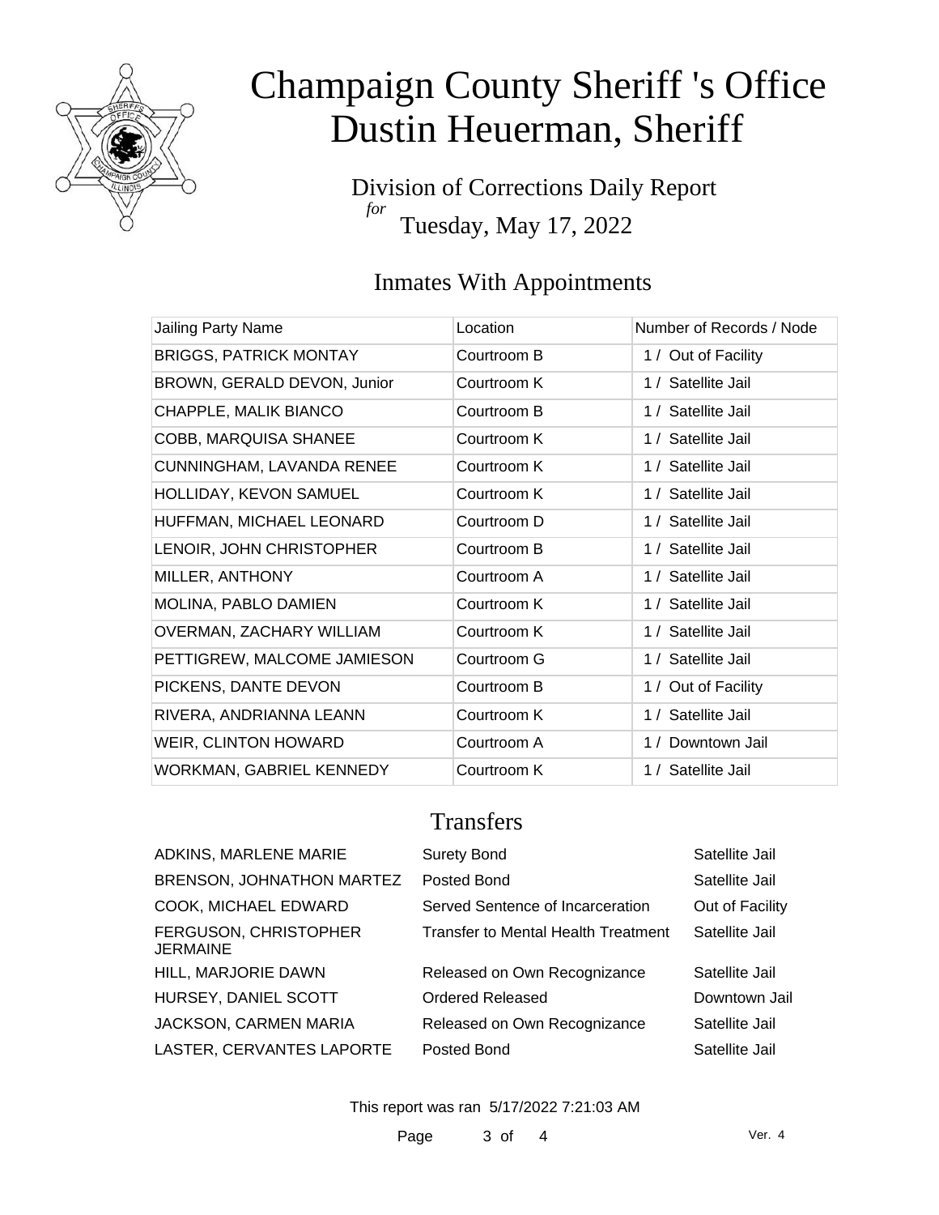# Champaign County Sheriff 's Office
# Dustin Heuerman, Sheriff

Division of Corrections Daily Report
*for*
Tuesday, May 17, 2022

## Inmates With Appointments

| Jailing Party Name | Location | Number of Records / Node |
|---|---|---|
| BRIGGS, PATRICK MONTAY | Courtroom B | 1 / Out of Facility |
| BROWN, GERALD DEVON, Junior | Courtroom K | 1 / Satellite Jail |
| CHAPPLE, MALIK BIANCO | Courtroom B | 1 / Satellite Jail |
| COBB, MARQUISA SHANEE | Courtroom K | 1 / Satellite Jail |
| CUNNINGHAM, LAVANDA RENEE | Courtroom K | 1 / Satellite Jail |
| HOLLIDAY, KEVON SAMUEL | Courtroom K | 1 / Satellite Jail |
| HUFFMAN, MICHAEL LEONARD | Courtroom D | 1 / Satellite Jail |
| LENOIR, JOHN CHRISTOPHER | Courtroom B | 1 / Satellite Jail |
| MILLER, ANTHONY | Courtroom A | 1 / Satellite Jail |
| MOLINA, PABLO DAMIEN | Courtroom K | 1 / Satellite Jail |
| OVERMAN, ZACHARY WILLIAM | Courtroom K | 1 / Satellite Jail |
| PETTIGREW, MALCOME JAMIESON | Courtroom G | 1 / Satellite Jail |
| PICKENS, DANTE DEVON | Courtroom B | 1 / Out of Facility |
| RIVERA, ANDRIANNA LEANN | Courtroom K | 1 / Satellite Jail |
| WEIR, CLINTON HOWARD | Courtroom A | 1 / Downtown Jail |
| WORKMAN, GABRIEL KENNEDY | Courtroom K | 1 / Satellite Jail |

## Transfers

| | | |
|---|---|---|
| ADKINS, MARLENE MARIE | Surety Bond | Satellite Jail |
| BRENSON, JOHNATHON MARTEZ | Posted Bond | Satellite Jail |
| COOK, MICHAEL EDWARD | Served Sentence of Incarceration | Out of Facility |
| FERGUSON, CHRISTOPHER JERMAINE | Transfer to Mental Health Treatment | Satellite Jail |
| HILL, MARJORIE DAWN | Released on Own Recognizance | Satellite Jail |
| HURSEY, DANIEL SCOTT | Ordered Released | Downtown Jail |
| JACKSON, CARMEN MARIA | Released on Own Recognizance | Satellite Jail |
| LASTER, CERVANTES LAPORTE | Posted Bond | Satellite Jail |

This report was ran 5/17/2022 7:21:03 AM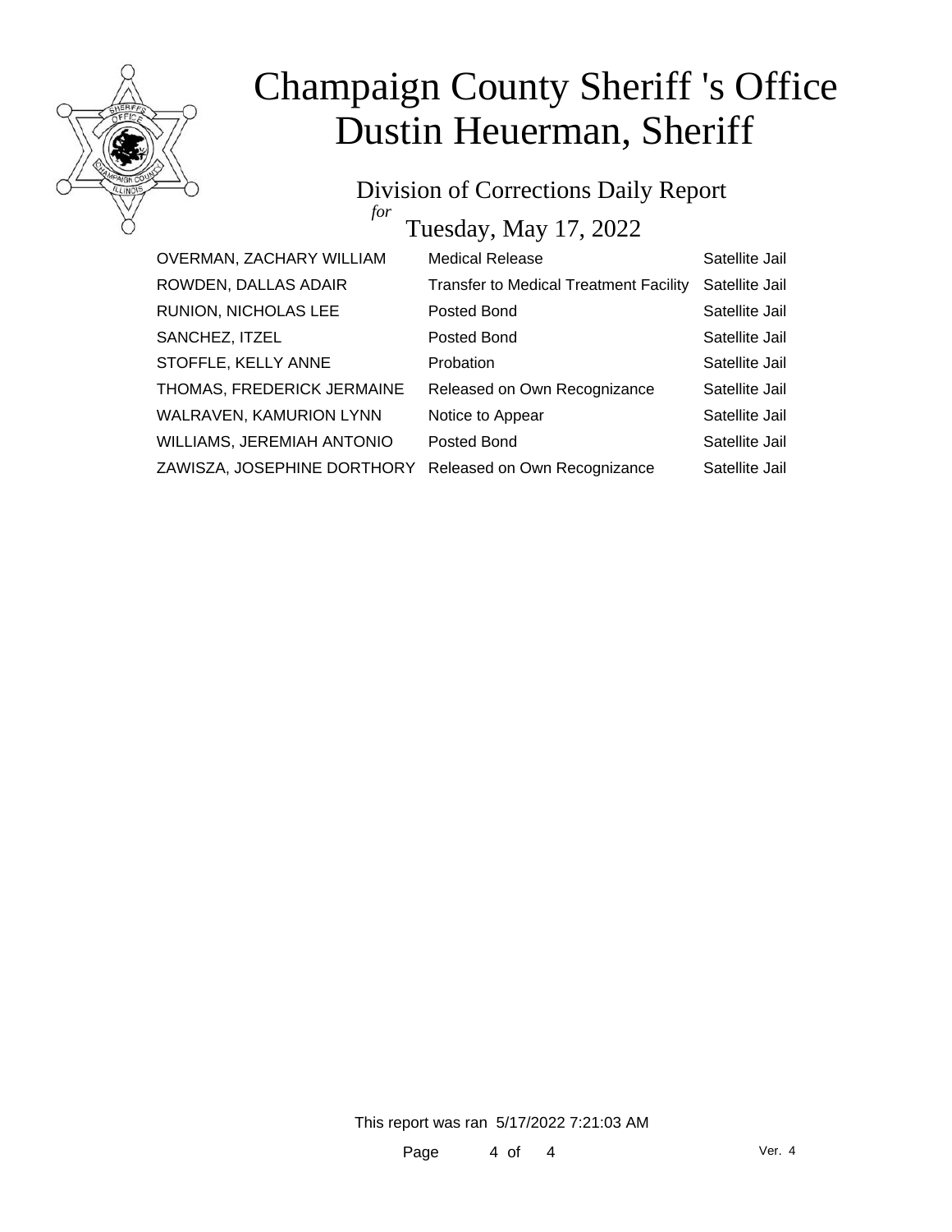# Champaign County Sheriff 's Office
# Dustin Heuerman, Sheriff

## Division of Corrections Daily Report

*for* Tuesday, May 17, 2022

| | | |
|---|---|---|
| OVERMAN, ZACHARY WILLIAM | Medical Release | Satellite Jail |
| ROWDEN, DALLAS ADAIR | Transfer to Medical Treatment Facility | Satellite Jail |
| RUNION, NICHOLAS LEE | Posted Bond | Satellite Jail |
| SANCHEZ, ITZEL | Posted Bond | Satellite Jail |
| STOFFLE, KELLY ANNE | Probation | Satellite Jail |
| THOMAS, FREDERICK JERMAINE | Released on Own Recognizance | Satellite Jail |
| WALRAVEN, KAMURION LYNN | Notice to Appear | Satellite Jail |
| WILLIAMS, JEREMIAH ANTONIO | Posted Bond | Satellite Jail |
| ZAWISZA, JOSEPHINE DORTHORY | Released on Own Recognizance | Satellite Jail |

This report was ran 5/17/2022 7:21:03 AM

Ver. 4